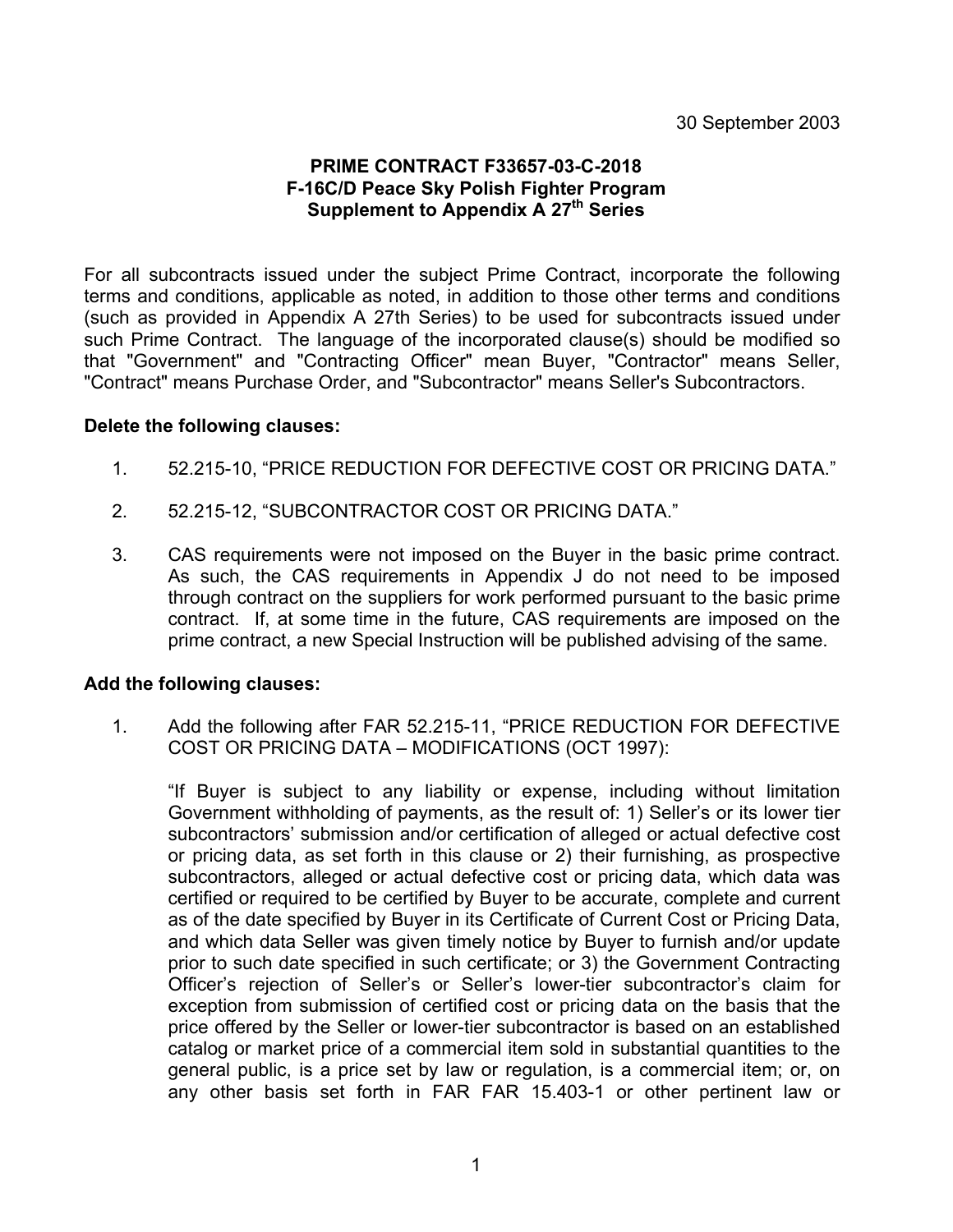30 September 2003

**PRIME CONTRACT F33657-03-C-2018**
**F-16C/D Peace Sky Polish Fighter Program**
**Supplement to Appendix A 27th Series**

For all subcontracts issued under the subject Prime Contract, incorporate the following terms and conditions, applicable as noted, in addition to those other terms and conditions (such as provided in Appendix A 27th Series) to be used for subcontracts issued under such Prime Contract. The language of the incorporated clause(s) should be modified so that "Government" and "Contracting Officer" mean Buyer, "Contractor" means Seller, "Contract" means Purchase Order, and "Subcontractor" means Seller's Subcontractors.

**Delete the following clauses:**

1. 52.215-10, "PRICE REDUCTION FOR DEFECTIVE COST OR PRICING DATA."

2. 52.215-12, "SUBCONTRACTOR COST OR PRICING DATA."

3. CAS requirements were not imposed on the Buyer in the basic prime contract. As such, the CAS requirements in Appendix J do not need to be imposed through contract on the suppliers for work performed pursuant to the basic prime contract. If, at some time in the future, CAS requirements are imposed on the prime contract, a new Special Instruction will be published advising of the same.

**Add the following clauses:**

1. Add the following after FAR 52.215-11, "PRICE REDUCTION FOR DEFECTIVE COST OR PRICING DATA – MODIFICATIONS (OCT 1997):

   "If Buyer is subject to any liability or expense, including without limitation Government withholding of payments, as the result of: 1) Seller's or its lower tier subcontractors' submission and/or certification of alleged or actual defective cost or pricing data, as set forth in this clause or 2) their furnishing, as prospective subcontractors, alleged or actual defective cost or pricing data, which data was certified or required to be certified by Buyer to be accurate, complete and current as of the date specified by Buyer in its Certificate of Current Cost or Pricing Data, and which data Seller was given timely notice by Buyer to furnish and/or update prior to such date specified in such certificate; or 3) the Government Contracting Officer's rejection of Seller's or Seller's lower-tier subcontractor's claim for exception from submission of certified cost or pricing data on the basis that the price offered by the Seller or lower-tier subcontractor is based on an established catalog or market price of a commercial item sold in substantial quantities to the general public, is a price set by law or regulation, is a commercial item; or, on any other basis set forth in FAR FAR 15.403-1 or other pertinent law or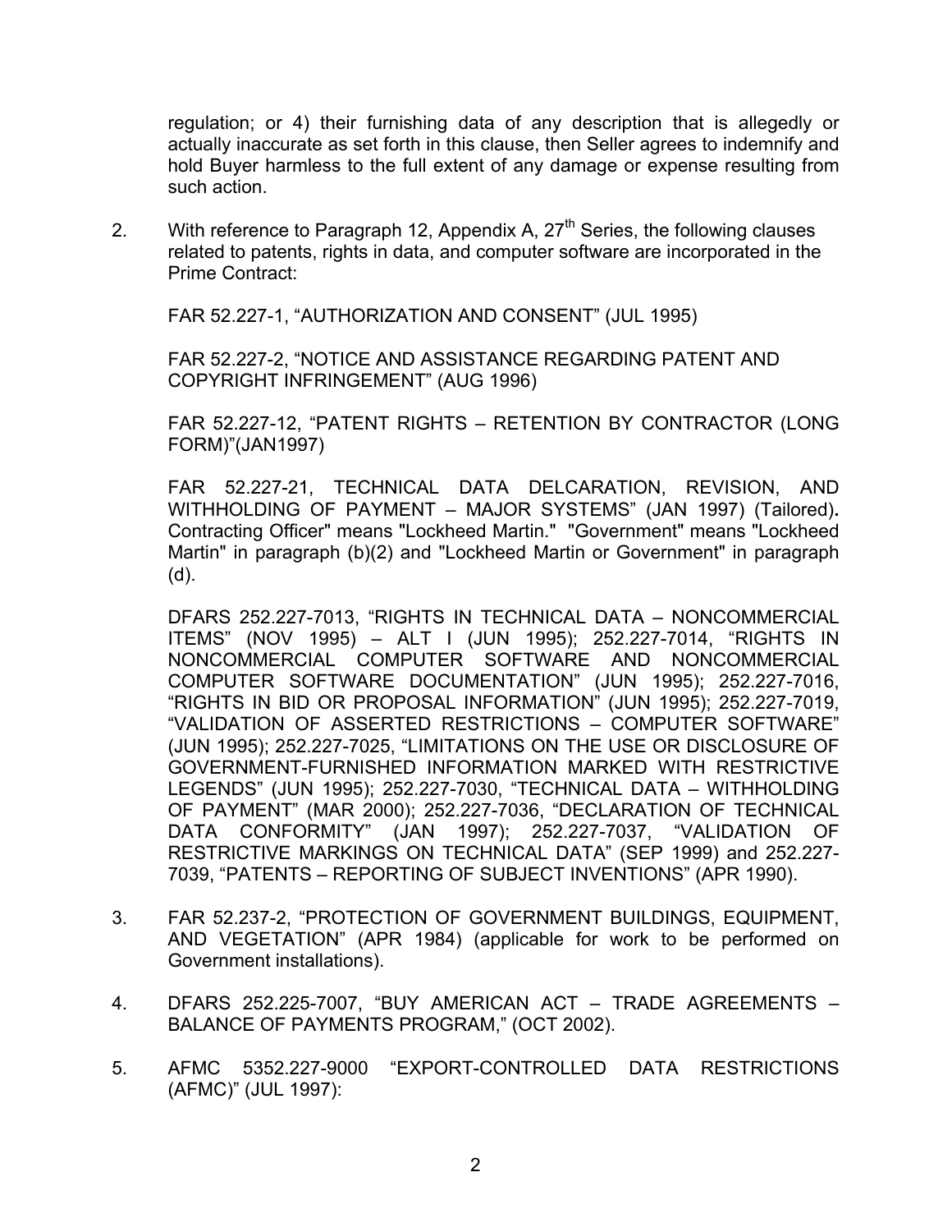regulation; or 4) their furnishing data of any description that is allegedly or actually inaccurate as set forth in this clause, then Seller agrees to indemnify and hold Buyer harmless to the full extent of any damage or expense resulting from such action.

2. With reference to Paragraph 12, Appendix A, 27[th] Series, the following clauses related to patents, rights in data, and computer software are incorporated in the Prime Contract:

   FAR 52.227-1, "AUTHORIZATION AND CONSENT" (JUL 1995)

   FAR 52.227-2, "NOTICE AND ASSISTANCE REGARDING PATENT AND COPYRIGHT INFRINGEMENT" (AUG 1996)

   FAR 52.227-12, "PATENT RIGHTS – RETENTION BY CONTRACTOR (LONG FORM)"(JAN1997)

   FAR 52.227-21, TECHNICAL DATA DELCARATION, REVISION, AND WITHHOLDING OF PAYMENT – MAJOR SYSTEMS" (JAN 1997) (Tailored)**.** Contracting Officer" means "Lockheed Martin." "Government" means "Lockheed Martin" in paragraph (b)(2) and "Lockheed Martin or Government" in paragraph (d).

   DFARS 252.227-7013, "RIGHTS IN TECHNICAL DATA – NONCOMMERCIAL ITEMS" (NOV 1995) – ALT I (JUN 1995); 252.227-7014, "RIGHTS IN NONCOMMERCIAL COMPUTER SOFTWARE AND NONCOMMERCIAL COMPUTER SOFTWARE DOCUMENTATION" (JUN 1995); 252.227-7016, "RIGHTS IN BID OR PROPOSAL INFORMATION" (JUN 1995); 252.227-7019, "VALIDATION OF ASSERTED RESTRICTIONS – COMPUTER SOFTWARE" (JUN 1995); 252.227-7025, "LIMITATIONS ON THE USE OR DISCLOSURE OF GOVERNMENT-FURNISHED INFORMATION MARKED WITH RESTRICTIVE LEGENDS" (JUN 1995); 252.227-7030, "TECHNICAL DATA – WITHHOLDING OF PAYMENT" (MAR 2000); 252.227-7036, "DECLARATION OF TECHNICAL DATA CONFORMITY" (JAN 1997); 252.227-7037, "VALIDATION OF RESTRICTIVE MARKINGS ON TECHNICAL DATA" (SEP 1999) and 252.227-7039, "PATENTS – REPORTING OF SUBJECT INVENTIONS" (APR 1990).

3. FAR 52.237-2, "PROTECTION OF GOVERNMENT BUILDINGS, EQUIPMENT, AND VEGETATION" (APR 1984) (applicable for work to be performed on Government installations).

4. DFARS 252.225-7007, "BUY AMERICAN ACT – TRADE AGREEMENTS – BALANCE OF PAYMENTS PROGRAM," (OCT 2002).

5. AFMC 5352.227-9000 "EXPORT-CONTROLLED DATA RESTRICTIONS (AFMC)" (JUL 1997):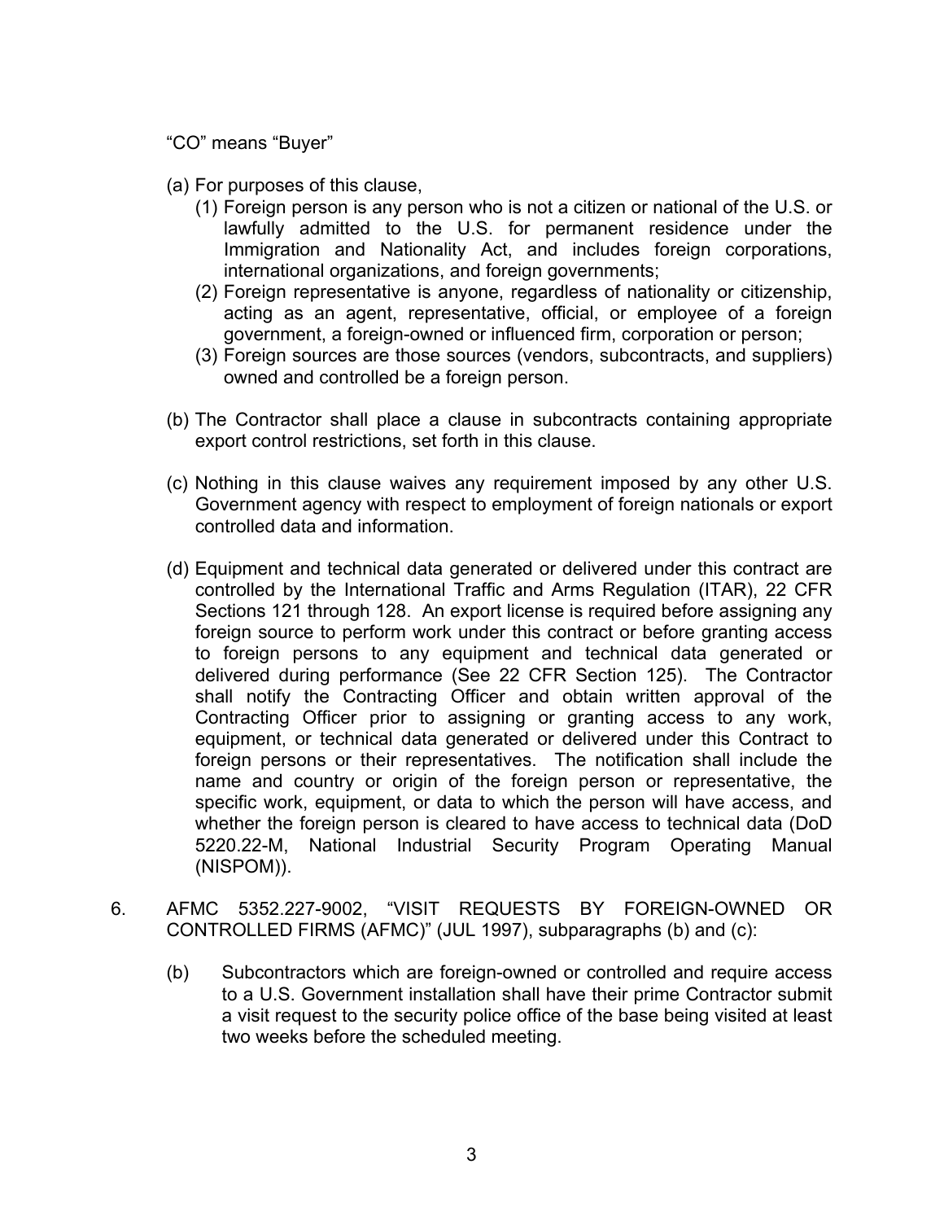"CO" means "Buyer"

(a) For purposes of this clause,
   (1) Foreign person is any person who is not a citizen or national of the U.S. or lawfully admitted to the U.S. for permanent residence under the Immigration and Nationality Act, and includes foreign corporations, international organizations, and foreign governments;
   (2) Foreign representative is anyone, regardless of nationality or citizenship, acting as an agent, representative, official, or employee of a foreign government, a foreign-owned or influenced firm, corporation or person;
   (3) Foreign sources are those sources (vendors, subcontracts, and suppliers) owned and controlled be a foreign person.

(b) The Contractor shall place a clause in subcontracts containing appropriate export control restrictions, set forth in this clause.

(c) Nothing in this clause waives any requirement imposed by any other U.S. Government agency with respect to employment of foreign nationals or export controlled data and information.

(d) Equipment and technical data generated or delivered under this contract are controlled by the International Traffic and Arms Regulation (ITAR), 22 CFR Sections 121 through 128. An export license is required before assigning any foreign source to perform work under this contract or before granting access to foreign persons to any equipment and technical data generated or delivered during performance (See 22 CFR Section 125). The Contractor shall notify the Contracting Officer and obtain written approval of the Contracting Officer prior to assigning or granting access to any work, equipment, or technical data generated or delivered under this Contract to foreign persons or their representatives. The notification shall include the name and country or origin of the foreign person or representative, the specific work, equipment, or data to which the person will have access, and whether the foreign person is cleared to have access to technical data (DoD 5220.22-M, National Industrial Security Program Operating Manual (NISPOM)).

6. AFMC 5352.227-9002, "VISIT REQUESTS BY FOREIGN-OWNED OR CONTROLLED FIRMS (AFMC)" (JUL 1997), subparagraphs (b) and (c):

   (b) Subcontractors which are foreign-owned or controlled and require access to a U.S. Government installation shall have their prime Contractor submit a visit request to the security police office of the base being visited at least two weeks before the scheduled meeting.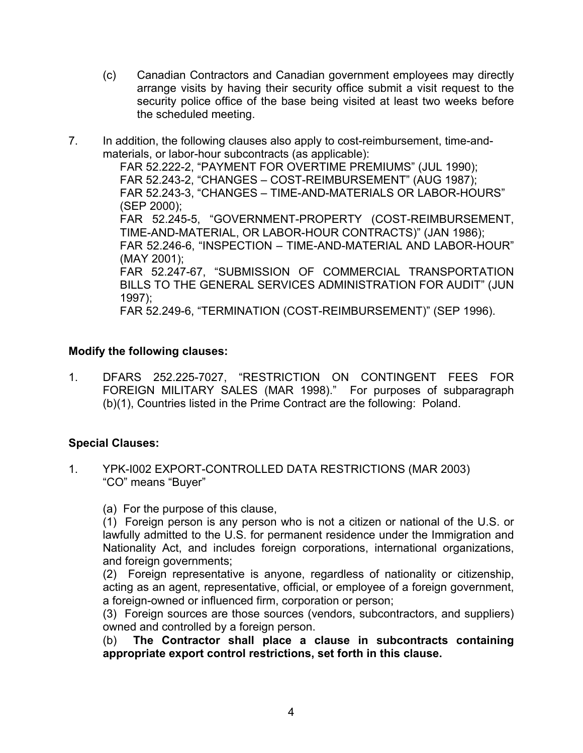(c) Canadian Contractors and Canadian government employees may directly arrange visits by having their security office submit a visit request to the security police office of the base being visited at least two weeks before the scheduled meeting.

7. In addition, the following clauses also apply to cost-reimbursement, time-and-materials, or labor-hour subcontracts (as applicable):
   FAR 52.222-2, "PAYMENT FOR OVERTIME PREMIUMS" (JUL 1990);
   FAR 52.243-2, "CHANGES – COST-REIMBURSEMENT" (AUG 1987);
   FAR 52.243-3, "CHANGES – TIME-AND-MATERIALS OR LABOR-HOURS" (SEP 2000);
   FAR 52.245-5, "GOVERNMENT-PROPERTY (COST-REIMBURSEMENT, TIME-AND-MATERIAL, OR LABOR-HOUR CONTRACTS)" (JAN 1986);
   FAR 52.246-6, "INSPECTION – TIME-AND-MATERIAL AND LABOR-HOUR" (MAY 2001);
   FAR 52.247-67, "SUBMISSION OF COMMERCIAL TRANSPORTATION BILLS TO THE GENERAL SERVICES ADMINISTRATION FOR AUDIT" (JUN 1997);
   FAR 52.249-6, "TERMINATION (COST-REIMBURSEMENT)" (SEP 1996).

**Modify the following clauses:**

1. DFARS 252.225-7027, "RESTRICTION ON CONTINGENT FEES FOR FOREIGN MILITARY SALES (MAR 1998)." For purposes of subparagraph (b)(1), Countries listed in the Prime Contract are the following: Poland.

**Special Clauses:**

1. YPK-I002 EXPORT-CONTROLLED DATA RESTRICTIONS (MAR 2003)
   "CO" means "Buyer"

   (a) For the purpose of this clause,
   (1) Foreign person is any person who is not a citizen or national of the U.S. or lawfully admitted to the U.S. for permanent residence under the Immigration and Nationality Act, and includes foreign corporations, international organizations, and foreign governments;
   (2) Foreign representative is anyone, regardless of nationality or citizenship, acting as an agent, representative, official, or employee of a foreign government, a foreign-owned or influenced firm, corporation or person;
   (3) Foreign sources are those sources (vendors, subcontractors, and suppliers) owned and controlled by a foreign person.
   (b) **The Contractor shall place a clause in subcontracts containing appropriate export control restrictions, set forth in this clause.**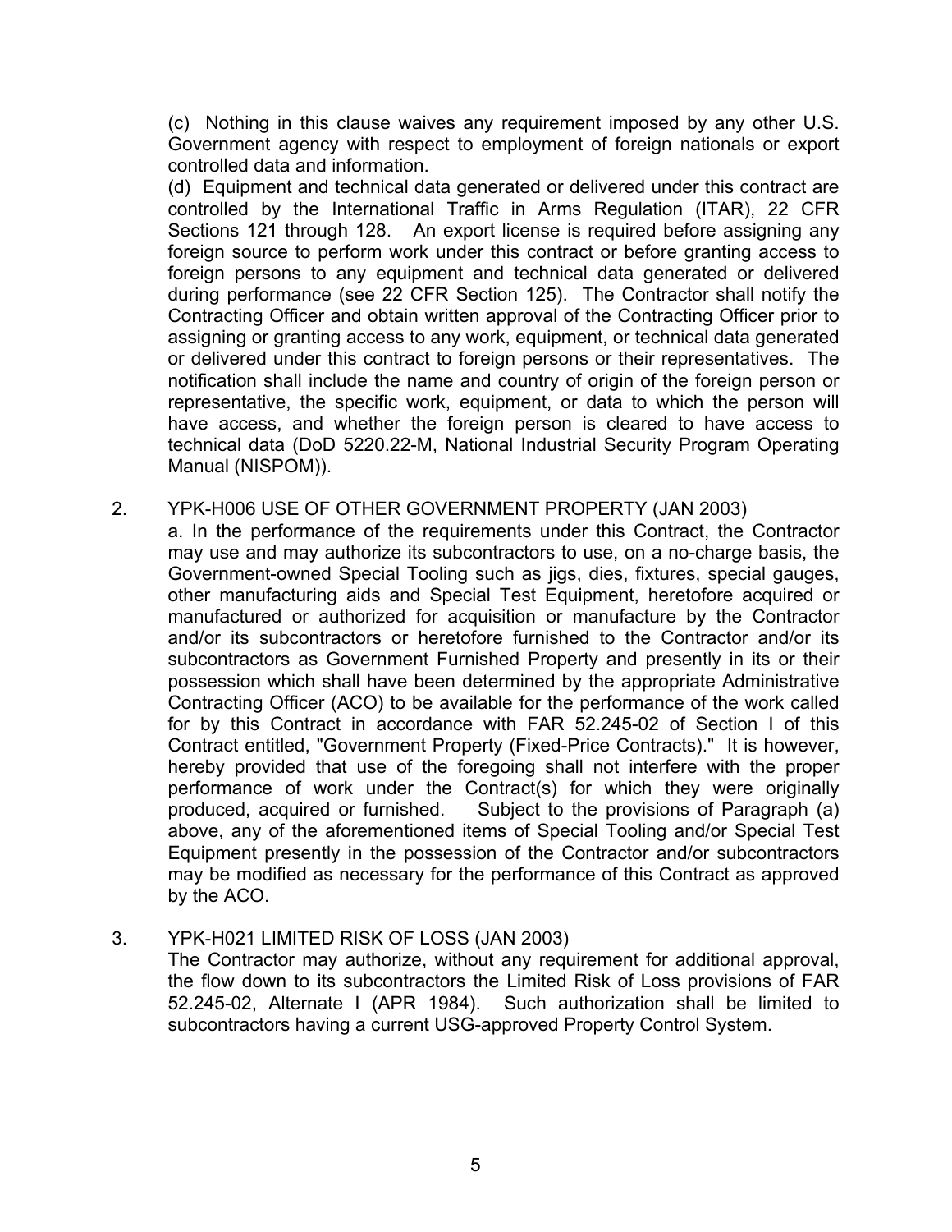(c) Nothing in this clause waives any requirement imposed by any other U.S. Government agency with respect to employment of foreign nationals or export controlled data and information.

(d) Equipment and technical data generated or delivered under this contract are controlled by the International Traffic in Arms Regulation (ITAR), 22 CFR Sections 121 through 128. An export license is required before assigning any foreign source to perform work under this contract or before granting access to foreign persons to any equipment and technical data generated or delivered during performance (see 22 CFR Section 125). The Contractor shall notify the Contracting Officer and obtain written approval of the Contracting Officer prior to assigning or granting access to any work, equipment, or technical data generated or delivered under this contract to foreign persons or their representatives. The notification shall include the name and country of origin of the foreign person or representative, the specific work, equipment, or data to which the person will have access, and whether the foreign person is cleared to have access to technical data (DoD 5220.22-M, National Industrial Security Program Operating Manual (NISPOM)).

2. YPK-H006 USE OF OTHER GOVERNMENT PROPERTY (JAN 2003)

   a. In the performance of the requirements under this Contract, the Contractor may use and may authorize its subcontractors to use, on a no-charge basis, the Government-owned Special Tooling such as jigs, dies, fixtures, special gauges, other manufacturing aids and Special Test Equipment, heretofore acquired or manufactured or authorized for acquisition or manufacture by the Contractor and/or its subcontractors or heretofore furnished to the Contractor and/or its subcontractors as Government Furnished Property and presently in its or their possession which shall have been determined by the appropriate Administrative Contracting Officer (ACO) to be available for the performance of the work called for by this Contract in accordance with FAR 52.245-02 of Section I of this Contract entitled, "Government Property (Fixed-Price Contracts)." It is however, hereby provided that use of the foregoing shall not interfere with the proper performance of work under the Contract(s) for which they were originally produced, acquired or furnished. Subject to the provisions of Paragraph (a) above, any of the aforementioned items of Special Tooling and/or Special Test Equipment presently in the possession of the Contractor and/or subcontractors may be modified as necessary for the performance of this Contract as approved by the ACO.

3. YPK-H021 LIMITED RISK OF LOSS (JAN 2003)

   The Contractor may authorize, without any requirement for additional approval, the flow down to its subcontractors the Limited Risk of Loss provisions of FAR 52.245-02, Alternate I (APR 1984). Such authorization shall be limited to subcontractors having a current USG-approved Property Control System.